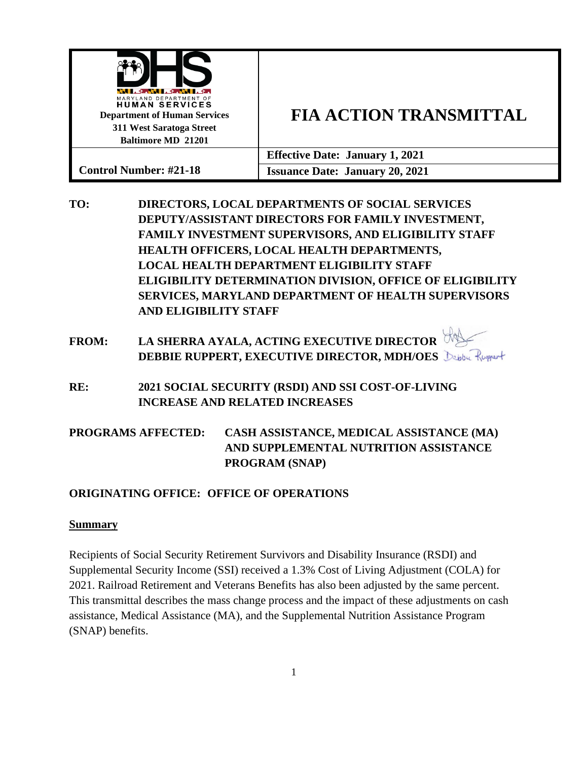| Department of Human Services<br>311 West Saratoga Street<br>Baltimore MD 21201 | **FIA ACTION TRANSMITTAL** |
| --- | --- |
| | **Effective Date: January 1, 2021** |
| **Control Number: #21-18** | **Issuance Date: January 20, 2021** |

**TO:** DIRECTORS, LOCAL DEPARTMENTS OF SOCIAL SERVICES
DEPUTY/ASSISTANT DIRECTORS FOR FAMILY INVESTMENT,
FAMILY INVESTMENT SUPERVISORS, AND ELIGIBILITY STAFF
HEALTH OFFICERS, LOCAL HEALTH DEPARTMENTS,
LOCAL HEALTH DEPARTMENT ELIGIBILITY STAFF
ELIGIBILITY DETERMINATION DIVISION, OFFICE OF ELIGIBILITY SERVICES, MARYLAND DEPARTMENT OF HEALTH SUPERVISORS AND ELIGIBILITY STAFF

**FROM:** LA SHERRA AYALA, ACTING EXECUTIVE DIRECTOR
DEBBIE RUPPERT, EXECUTIVE DIRECTOR, MDH/OES

**RE:** 2021 SOCIAL SECURITY (RSDI) AND SSI COST-OF-LIVING INCREASE AND RELATED INCREASES

**PROGRAMS AFFECTED:** CASH ASSISTANCE, MEDICAL ASSISTANCE (MA) AND SUPPLEMENTAL NUTRITION ASSISTANCE PROGRAM (SNAP)

**ORIGINATING OFFICE: OFFICE OF OPERATIONS**

## Summary

Recipients of Social Security Retirement Survivors and Disability Insurance (RSDI) and Supplemental Security Income (SSI) received a 1.3% Cost of Living Adjustment (COLA) for 2021. Railroad Retirement and Veterans Benefits has also been adjusted by the same percent. This transmittal describes the mass change process and the impact of these adjustments on cash assistance, Medical Assistance (MA), and the Supplemental Nutrition Assistance Program (SNAP) benefits.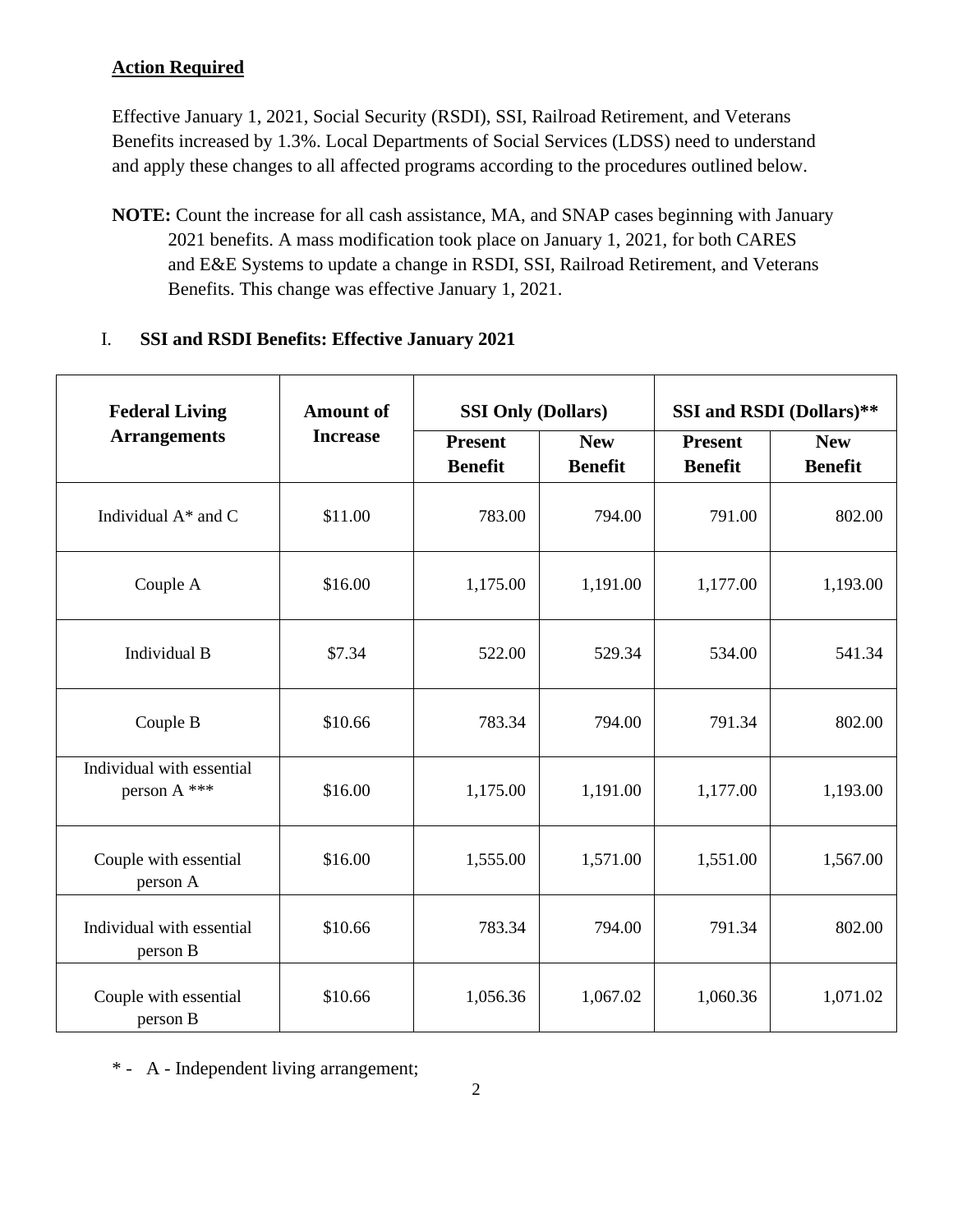**Action Required**

Effective January 1, 2021, Social Security (RSDI), SSI, Railroad Retirement, and Veterans Benefits increased by 1.3%. Local Departments of Social Services (LDSS) need to understand and apply these changes to all affected programs according to the procedures outlined below.

**NOTE:** Count the increase for all cash assistance, MA, and SNAP cases beginning with January 2021 benefits. A mass modification took place on January 1, 2021, for both CARES and E&E Systems to update a change in RSDI, SSI, Railroad Retirement, and Veterans Benefits. This change was effective January 1, 2021.

## I. SSI and RSDI Benefits: Effective January 2021

| Federal Living Arrangements | Amount of Increase | SSI Only (Dollars) | | SSI and RSDI (Dollars)** | |
|---|---|---|---|---|---|
| | | Present Benefit | New Benefit | Present Benefit | New Benefit |
| Individual A* and C | $11.00 | 783.00 | 794.00 | 791.00 | 802.00 |
| Couple A | $16.00 | 1,175.00 | 1,191.00 | 1,177.00 | 1,193.00 |
| Individual B | $7.34 | 522.00 | 529.34 | 534.00 | 541.34 |
| Couple B | $10.66 | 783.34 | 794.00 | 791.34 | 802.00 |
| Individual with essential person A *** | $16.00 | 1,175.00 | 1,191.00 | 1,177.00 | 1,193.00 |
| Couple with essential person A | $16.00 | 1,555.00 | 1,571.00 | 1,551.00 | 1,567.00 |
| Individual with essential person B | $10.66 | 783.34 | 794.00 | 791.34 | 802.00 |
| Couple with essential person B | $10.66 | 1,056.36 | 1,067.02 | 1,060.36 | 1,071.02 |

\* - A - Independent living arrangement;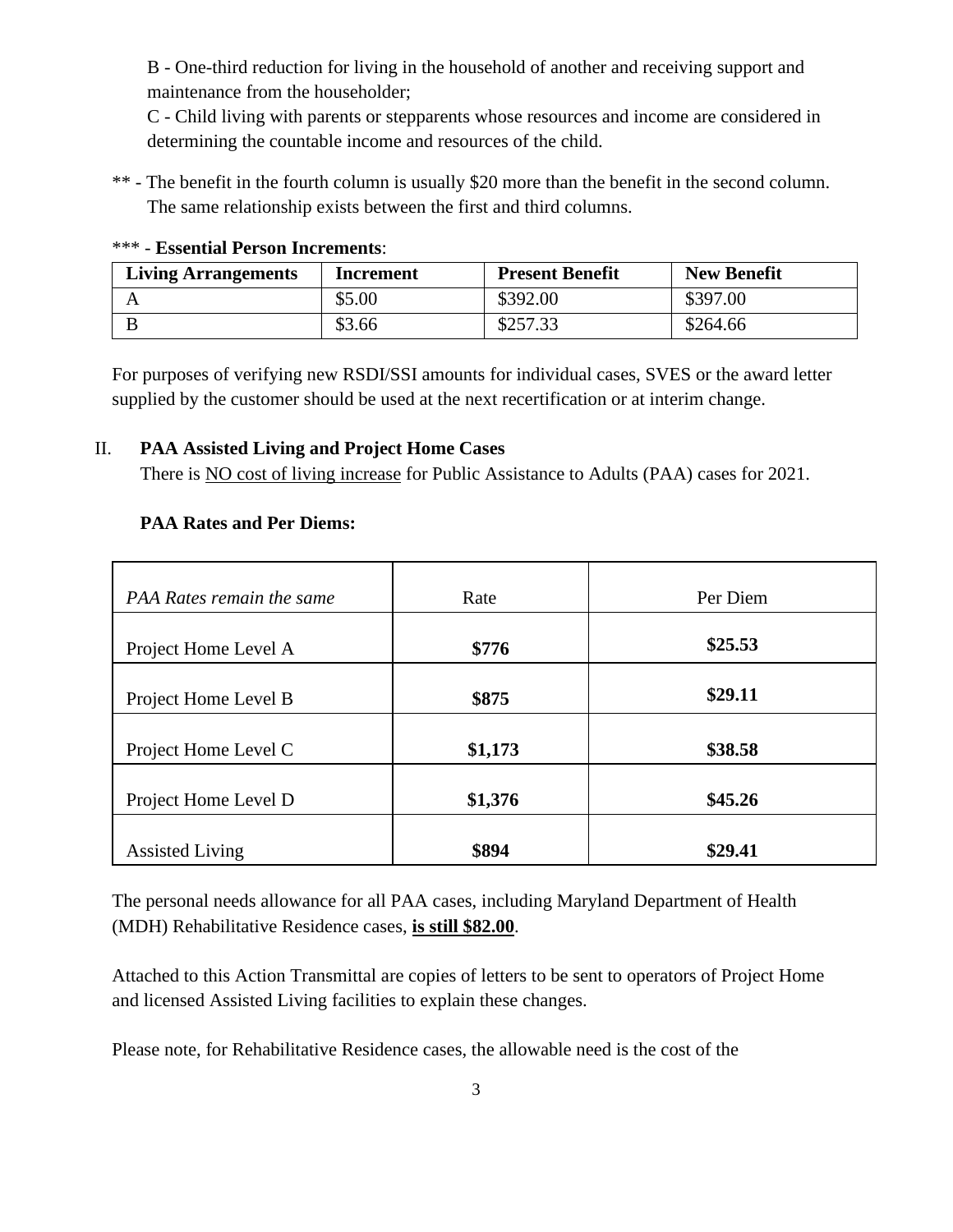B - One-third reduction for living in the household of another and receiving support and maintenance from the householder;

C - Child living with parents or stepparents whose resources and income are considered in determining the countable income and resources of the child.

** - The benefit in the fourth column is usually $20 more than the benefit in the second column. The same relationship exists between the first and third columns.

*** - **Essential Person Increments**:

| Living Arrangements | Increment | Present Benefit | New Benefit |
|---|---|---|---|
| A | $5.00 | $392.00 | $397.00 |
| B | $3.66 | $257.33 | $264.66 |

For purposes of verifying new RSDI/SSI amounts for individual cases, SVES or the award letter supplied by the customer should be used at the next recertification or at interim change.

## II. PAA Assisted Living and Project Home Cases

There is NO cost of living increase for Public Assistance to Adults (PAA) cases for 2021.

**PAA Rates and Per Diems:**

| *PAA Rates remain the same* | Rate | Per Diem |
|---|---|---|
| Project Home Level A | **$776** | **$25.53** |
| Project Home Level B | **$875** | **$29.11** |
| Project Home Level C | **$1,173** | **$38.58** |
| Project Home Level D | **$1,376** | **$45.26** |
| Assisted Living | **$894** | **$29.41** |

The personal needs allowance for all PAA cases, including Maryland Department of Health (MDH) Rehabilitative Residence cases, **is still $82.00**.

Attached to this Action Transmittal are copies of letters to be sent to operators of Project Home and licensed Assisted Living facilities to explain these changes.

Please note, for Rehabilitative Residence cases, the allowable need is the cost of the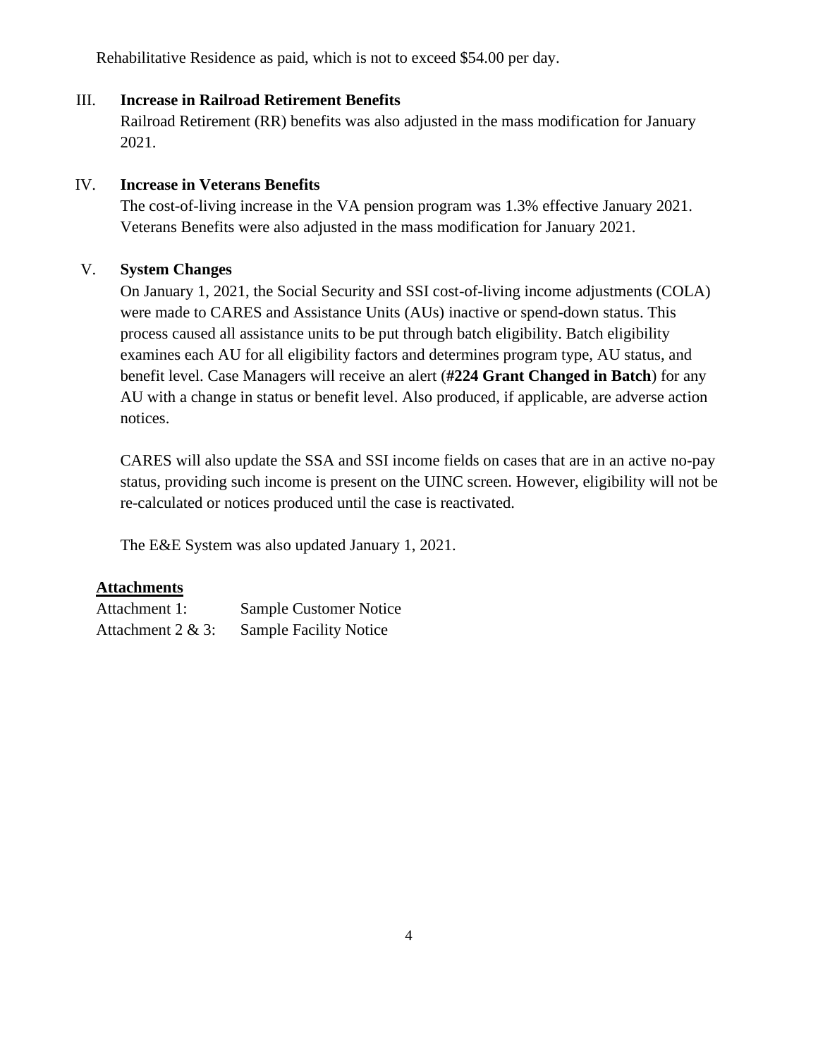Rehabilitative Residence as paid, which is not to exceed $54.00 per day.

## III. Increase in Railroad Retirement Benefits

Railroad Retirement (RR) benefits was also adjusted in the mass modification for January 2021.

## IV. Increase in Veterans Benefits

The cost-of-living increase in the VA pension program was 1.3% effective January 2021. Veterans Benefits were also adjusted in the mass modification for January 2021.

## V. System Changes

On January 1, 2021, the Social Security and SSI cost-of-living income adjustments (COLA) were made to CARES and Assistance Units (AUs) inactive or spend-down status. This process caused all assistance units to be put through batch eligibility. Batch eligibility examines each AU for all eligibility factors and determines program type, AU status, and benefit level. Case Managers will receive an alert (**#224 Grant Changed in Batch**) for any AU with a change in status or benefit level. Also produced, if applicable, are adverse action notices.

CARES will also update the SSA and SSI income fields on cases that are in an active no-pay status, providing such income is present on the UINC screen. However, eligibility will not be re-calculated or notices produced until the case is reactivated.

The E&E System was also updated January 1, 2021.

**Attachments**

| | |
|---|---|
| Attachment 1: | Sample Customer Notice |
| Attachment 2 & 3: | Sample Facility Notice |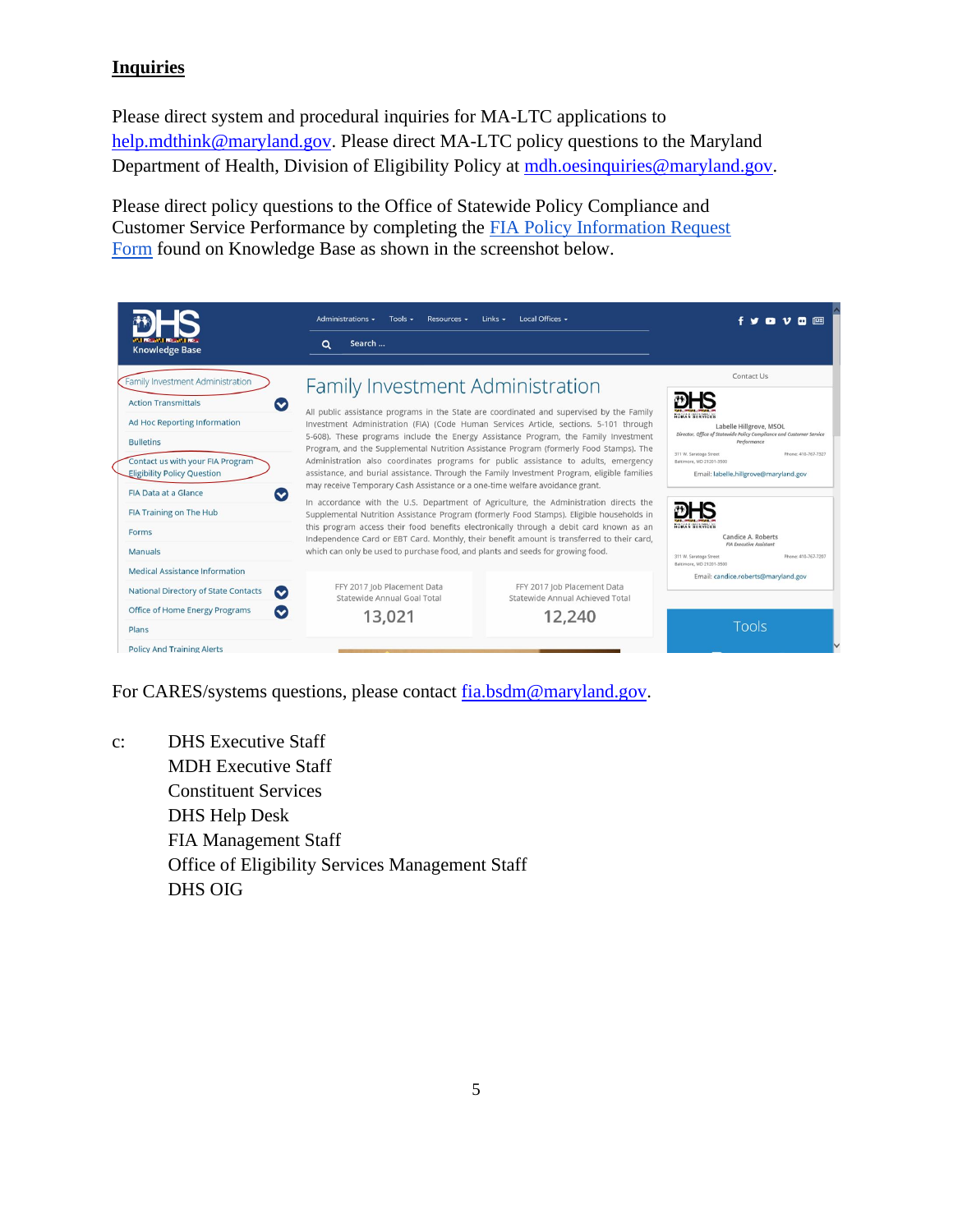## Inquiries

Please direct system and procedural inquiries for MA-LTC applications to help.mdthink@maryland.gov. Please direct MA-LTC policy questions to the Maryland Department of Health, Division of Eligibility Policy at mdh.oesinquiries@maryland.gov.

Please direct policy questions to the Office of Statewide Policy Compliance and Customer Service Performance by completing the FIA Policy Information Request Form found on Knowledge Base as shown in the screenshot below.

For CARES/systems questions, please contact fia.bsdm@maryland.gov.

c: DHS Executive Staff
MDH Executive Staff
Constituent Services
DHS Help Desk
FIA Management Staff
Office of Eligibility Services Management Staff
DHS OIG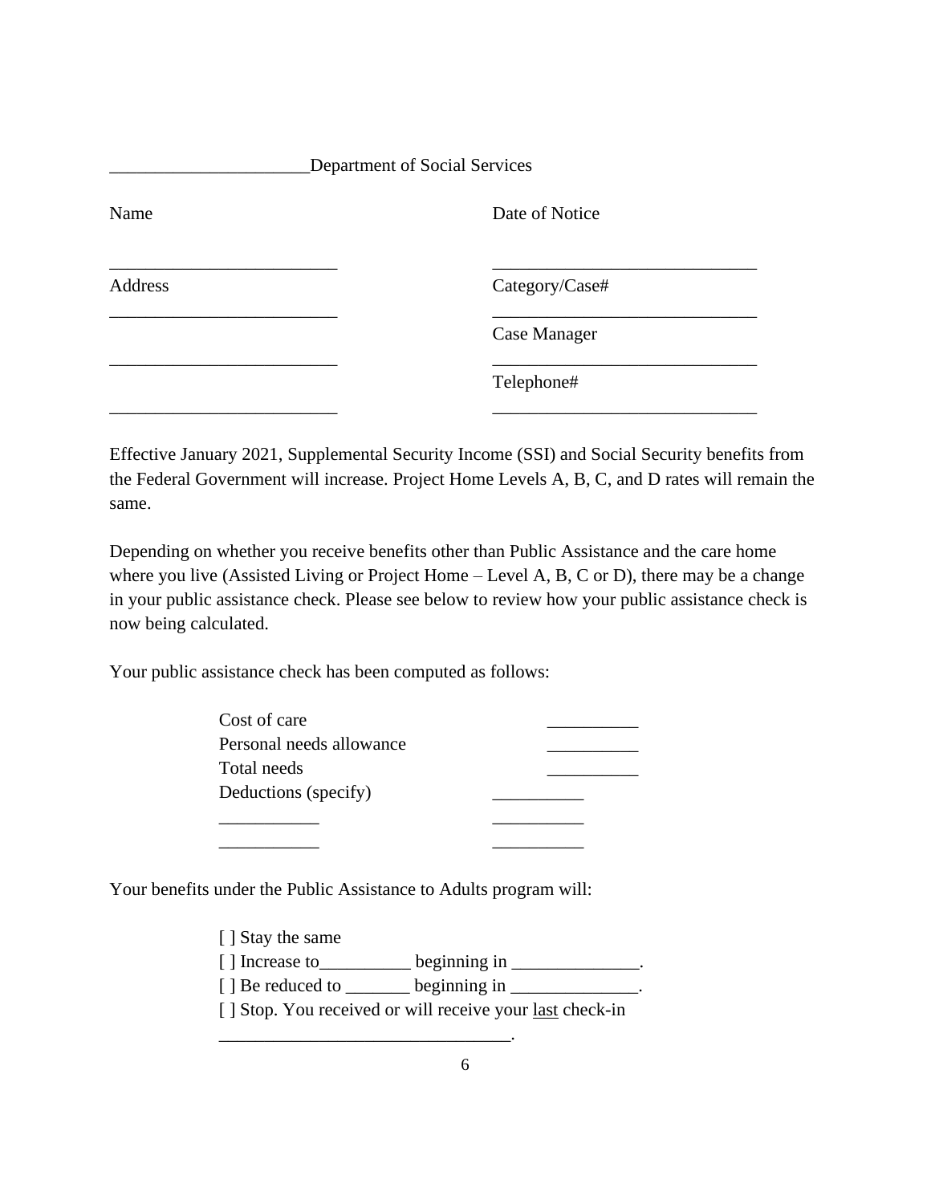______________________Department of Social Services

| Name | Date of Notice |
|---|---|
| _________________________ | _____________________________ |
| Address | Category/Case# |
| _________________________ | _____________________________ |
| | Case Manager |
| _________________________ | _____________________________ |
| | Telephone# |
| _________________________ | _____________________________ |

Effective January 2021, Supplemental Security Income (SSI) and Social Security benefits from the Federal Government will increase. Project Home Levels A, B, C, and D rates will remain the same.

Depending on whether you receive benefits other than Public Assistance and the care home where you live (Assisted Living or Project Home – Level A, B, C or D), there may be a change in your public assistance check. Please see below to review how your public assistance check is now being calculated.

Your public assistance check has been computed as follows:

| | | |
|---|---|---|
| Cost of care | | __________ |
| Personal needs allowance | | __________ |
| Total needs | | __________ |
| Deductions (specify) | __________ | |
| ___________ | __________ | |
| ___________ | __________ | |

Your benefits under the Public Assistance to Adults program will:

[ ] Stay the same
[ ] Increase to__________ beginning in ______________.
[ ] Be reduced to _______ beginning in ______________.
[ ] Stop. You received or will receive your <u>last</u> check-in ________________________________.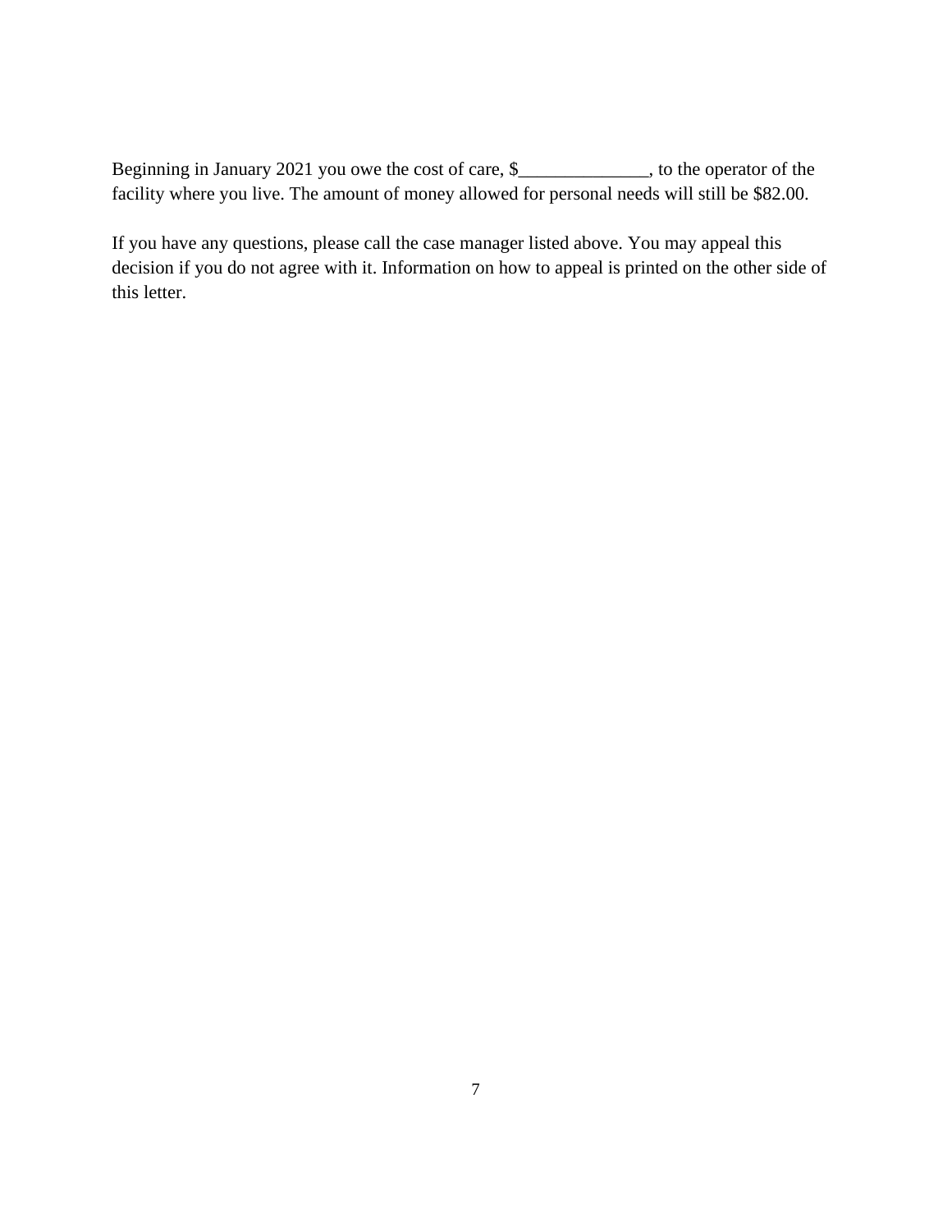Beginning in January 2021 you owe the cost of care, $______________, to the operator of the facility where you live. The amount of money allowed for personal needs will still be $82.00.

If you have any questions, please call the case manager listed above. You may appeal this decision if you do not agree with it. Information on how to appeal is printed on the other side of this letter.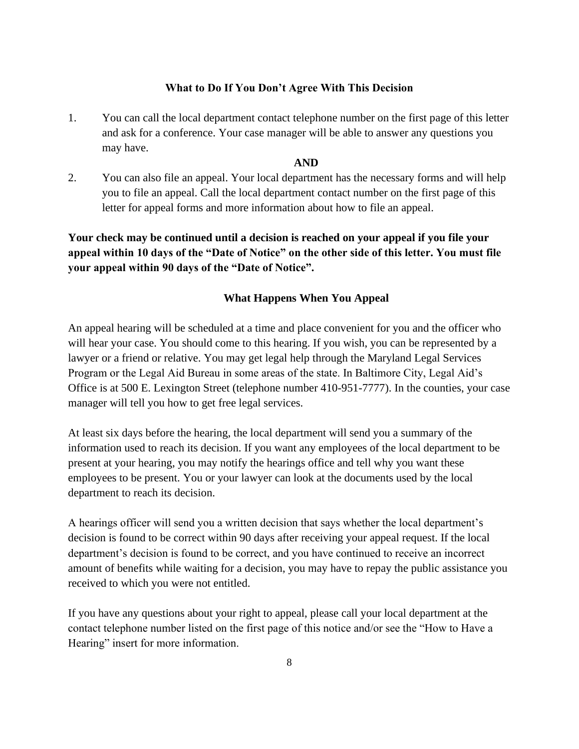## What to Do If You Don't Agree With This Decision

1. You can call the local department contact telephone number on the first page of this letter and ask for a conference. Your case manager will be able to answer any questions you may have.

   **AND**

2. You can also file an appeal. Your local department has the necessary forms and will help you to file an appeal. Call the local department contact number on the first page of this letter for appeal forms and more information about how to file an appeal.

**Your check may be continued until a decision is reached on your appeal if you file your appeal within 10 days of the "Date of Notice" on the other side of this letter. You must file your appeal within 90 days of the "Date of Notice".**

## What Happens When You Appeal

An appeal hearing will be scheduled at a time and place convenient for you and the officer who will hear your case. You should come to this hearing. If you wish, you can be represented by a lawyer or a friend or relative. You may get legal help through the Maryland Legal Services Program or the Legal Aid Bureau in some areas of the state. In Baltimore City, Legal Aid's Office is at 500 E. Lexington Street (telephone number 410-951-7777). In the counties, your case manager will tell you how to get free legal services.

At least six days before the hearing, the local department will send you a summary of the information used to reach its decision. If you want any employees of the local department to be present at your hearing, you may notify the hearings office and tell why you want these employees to be present. You or your lawyer can look at the documents used by the local department to reach its decision.

A hearings officer will send you a written decision that says whether the local department's decision is found to be correct within 90 days after receiving your appeal request. If the local department's decision is found to be correct, and you have continued to receive an incorrect amount of benefits while waiting for a decision, you may have to repay the public assistance you received to which you were not entitled.

If you have any questions about your right to appeal, please call your local department at the contact telephone number listed on the first page of this notice and/or see the "How to Have a Hearing" insert for more information.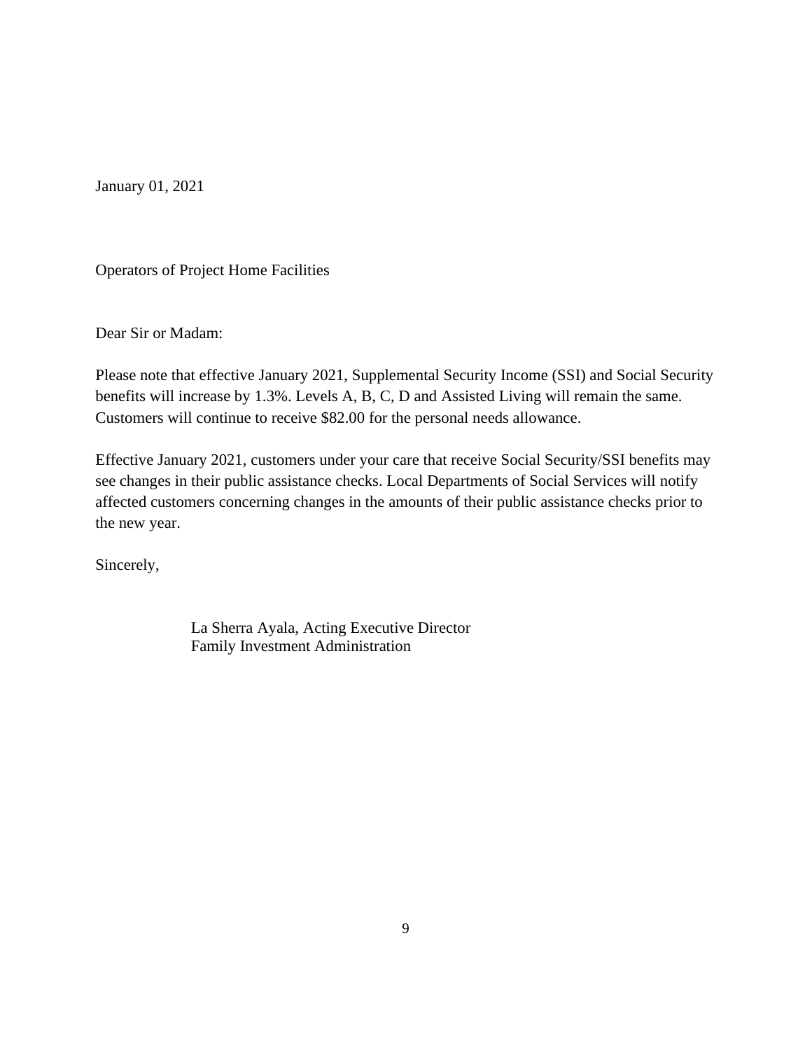January 01, 2021

Operators of Project Home Facilities

Dear Sir or Madam:

Please note that effective January 2021, Supplemental Security Income (SSI) and Social Security benefits will increase by 1.3%. Levels A, B, C, D and Assisted Living will remain the same. Customers will continue to receive $82.00 for the personal needs allowance.

Effective January 2021, customers under your care that receive Social Security/SSI benefits may see changes in their public assistance checks. Local Departments of Social Services will notify affected customers concerning changes in the amounts of their public assistance checks prior to the new year.

Sincerely,

La Sherra Ayala, Acting Executive Director
Family Investment Administration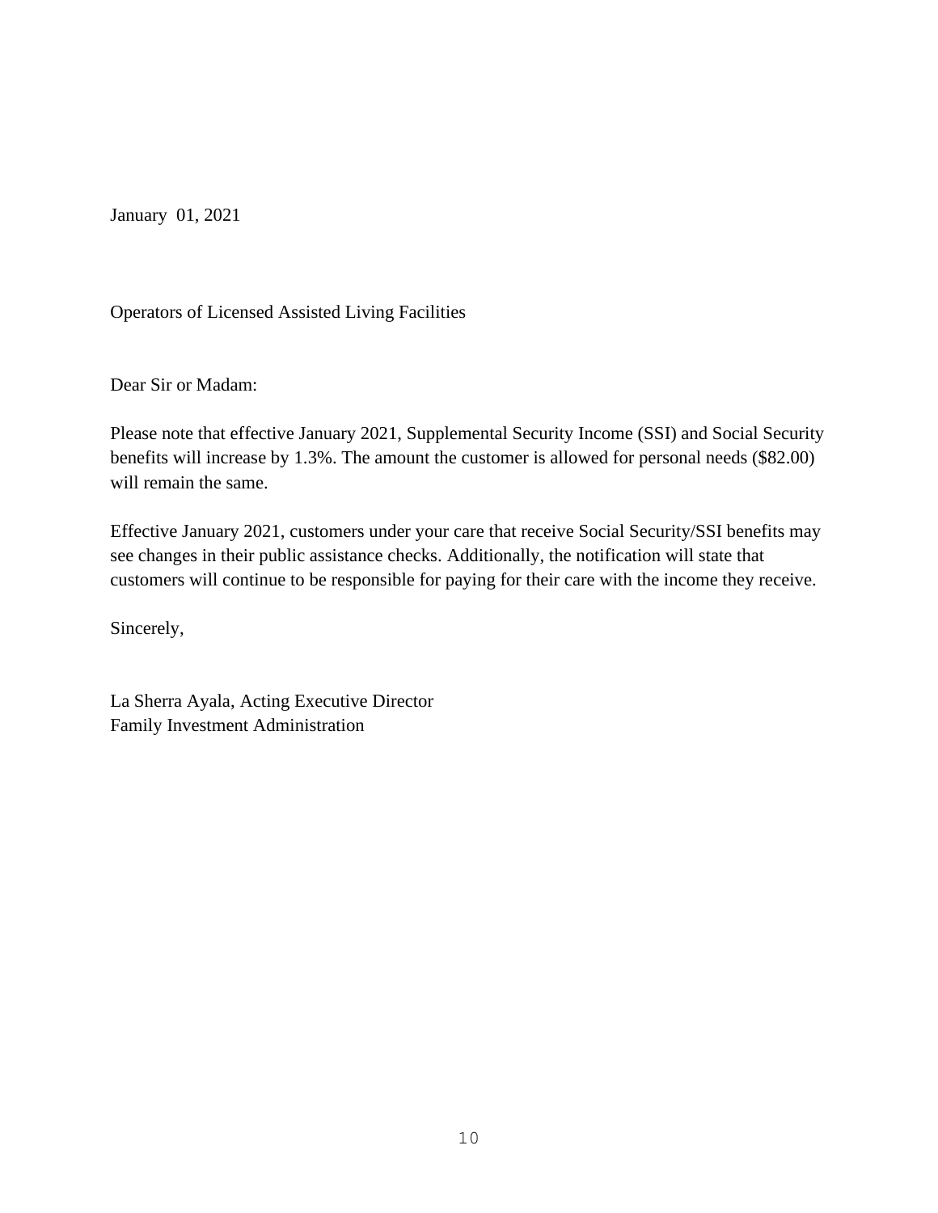January 01, 2021

Operators of Licensed Assisted Living Facilities

Dear Sir or Madam:

Please note that effective January 2021, Supplemental Security Income (SSI) and Social Security benefits will increase by 1.3%. The amount the customer is allowed for personal needs ($82.00) will remain the same.

Effective January 2021, customers under your care that receive Social Security/SSI benefits may see changes in their public assistance checks. Additionally, the notification will state that customers will continue to be responsible for paying for their care with the income they receive.

Sincerely,

La Sherra Ayala, Acting Executive Director
Family Investment Administration